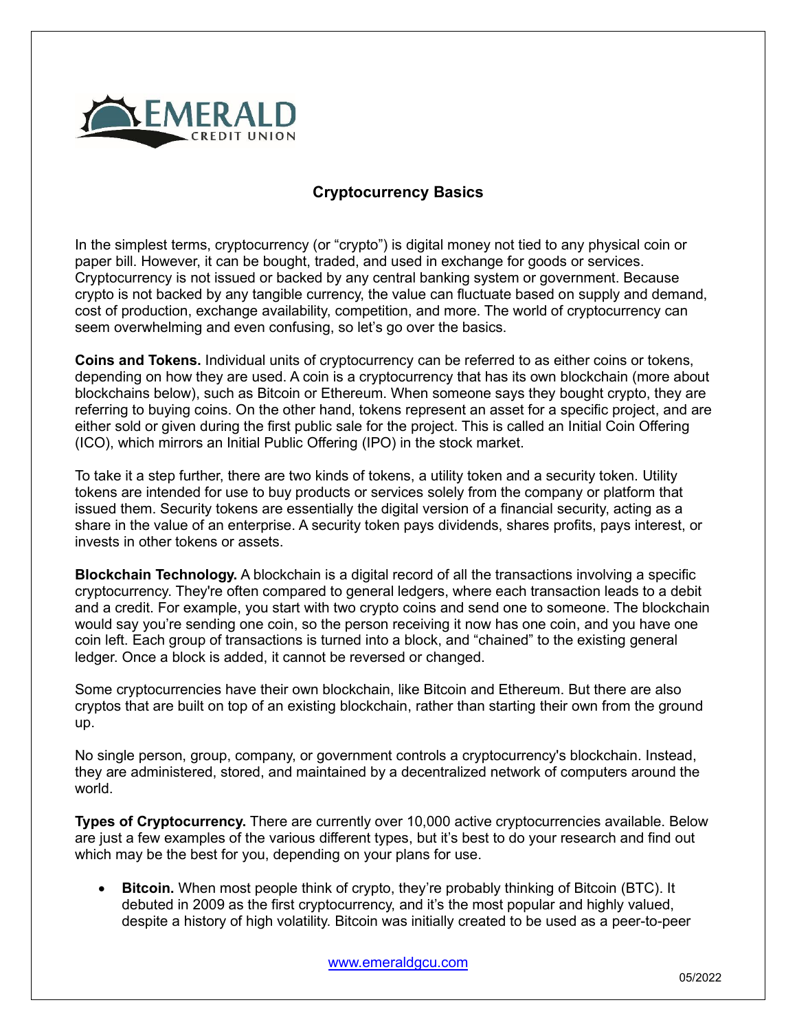EMERALD
CREDIT UNION

# Cryptocurrency Basics

In the simplest terms, cryptocurrency (or "crypto") is digital money not tied to any physical coin or paper bill. However, it can be bought, traded, and used in exchange for goods or services. Cryptocurrency is not issued or backed by any central banking system or government. Because crypto is not backed by any tangible currency, the value can fluctuate based on supply and demand, cost of production, exchange availability, competition, and more. The world of cryptocurrency can seem overwhelming and even confusing, so let's go over the basics.

**Coins and Tokens.** Individual units of cryptocurrency can be referred to as either coins or tokens, depending on how they are used. A coin is a cryptocurrency that has its own blockchain (more about blockchains below), such as Bitcoin or Ethereum. When someone says they bought crypto, they are referring to buying coins. On the other hand, tokens represent an asset for a specific project, and are either sold or given during the first public sale for the project. This is called an Initial Coin Offering (ICO), which mirrors an Initial Public Offering (IPO) in the stock market.

To take it a step further, there are two kinds of tokens, a utility token and a security token. Utility tokens are intended for use to buy products or services solely from the company or platform that issued them. Security tokens are essentially the digital version of a financial security, acting as a share in the value of an enterprise. A security token pays dividends, shares profits, pays interest, or invests in other tokens or assets.

**Blockchain Technology.** A blockchain is a digital record of all the transactions involving a specific cryptocurrency. They're often compared to general ledgers, where each transaction leads to a debit and a credit. For example, you start with two crypto coins and send one to someone. The blockchain would say you're sending one coin, so the person receiving it now has one coin, and you have one coin left. Each group of transactions is turned into a block, and "chained" to the existing general ledger. Once a block is added, it cannot be reversed or changed.

Some cryptocurrencies have their own blockchain, like Bitcoin and Ethereum. But there are also cryptos that are built on top of an existing blockchain, rather than starting their own from the ground up.

No single person, group, company, or government controls a cryptocurrency's blockchain. Instead, they are administered, stored, and maintained by a decentralized network of computers around the world.

**Types of Cryptocurrency.** There are currently over 10,000 active cryptocurrencies available. Below are just a few examples of the various different types, but it's best to do your research and find out which may be the best for you, depending on your plans for use.

- **Bitcoin.** When most people think of crypto, they're probably thinking of Bitcoin (BTC). It debuted in 2009 as the first cryptocurrency, and it's the most popular and highly valued, despite a history of high volatility. Bitcoin was initially created to be used as a peer-to-peer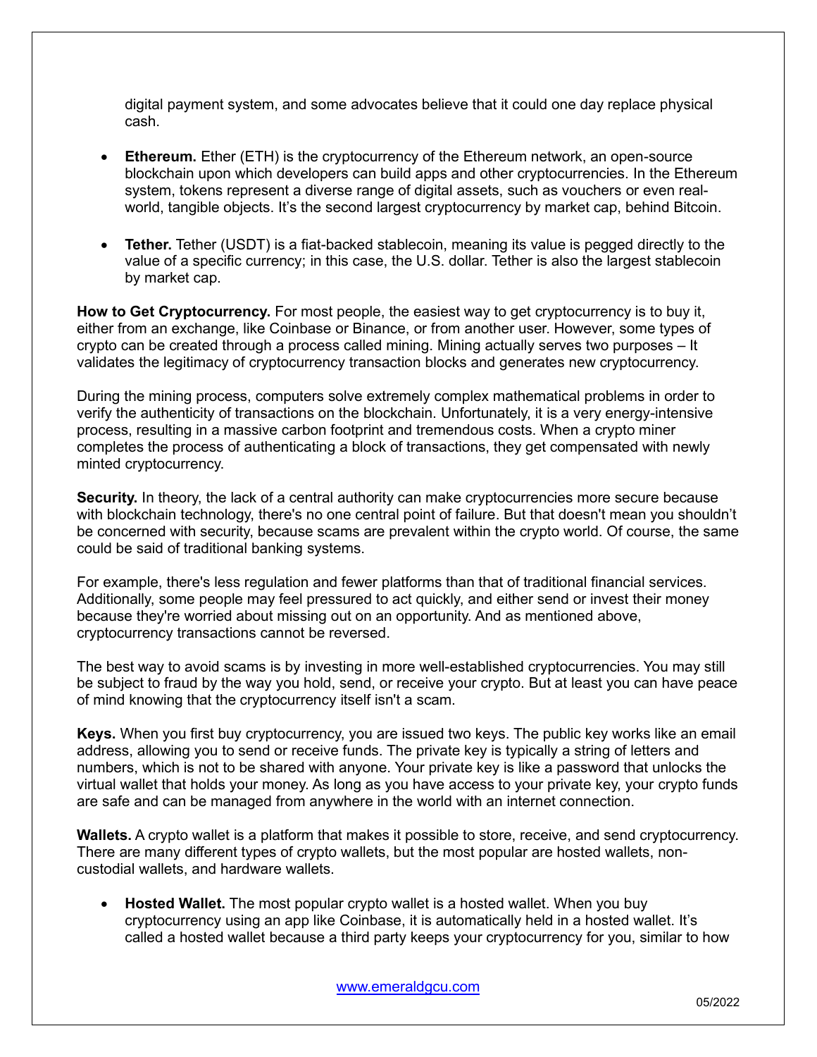digital payment system, and some advocates believe that it could one day replace physical cash.

- **Ethereum.** Ether (ETH) is the cryptocurrency of the Ethereum network, an open-source blockchain upon which developers can build apps and other cryptocurrencies. In the Ethereum system, tokens represent a diverse range of digital assets, such as vouchers or even real-world, tangible objects. It's the second largest cryptocurrency by market cap, behind Bitcoin.

- **Tether.** Tether (USDT) is a fiat-backed stablecoin, meaning its value is pegged directly to the value of a specific currency; in this case, the U.S. dollar. Tether is also the largest stablecoin by market cap.

**How to Get Cryptocurrency.** For most people, the easiest way to get cryptocurrency is to buy it, either from an exchange, like Coinbase or Binance, or from another user. However, some types of crypto can be created through a process called mining. Mining actually serves two purposes – It validates the legitimacy of cryptocurrency transaction blocks and generates new cryptocurrency.

During the mining process, computers solve extremely complex mathematical problems in order to verify the authenticity of transactions on the blockchain. Unfortunately, it is a very energy-intensive process, resulting in a massive carbon footprint and tremendous costs. When a crypto miner completes the process of authenticating a block of transactions, they get compensated with newly minted cryptocurrency.

**Security.** In theory, the lack of a central authority can make cryptocurrencies more secure because with blockchain technology, there's no one central point of failure. But that doesn't mean you shouldn't be concerned with security, because scams are prevalent within the crypto world. Of course, the same could be said of traditional banking systems.

For example, there's less regulation and fewer platforms than that of traditional financial services. Additionally, some people may feel pressured to act quickly, and either send or invest their money because they're worried about missing out on an opportunity. And as mentioned above, cryptocurrency transactions cannot be reversed.

The best way to avoid scams is by investing in more well-established cryptocurrencies. You may still be subject to fraud by the way you hold, send, or receive your crypto. But at least you can have peace of mind knowing that the cryptocurrency itself isn't a scam.

**Keys.** When you first buy cryptocurrency, you are issued two keys. The public key works like an email address, allowing you to send or receive funds. The private key is typically a string of letters and numbers, which is not to be shared with anyone. Your private key is like a password that unlocks the virtual wallet that holds your money. As long as you have access to your private key, your crypto funds are safe and can be managed from anywhere in the world with an internet connection.

**Wallets.** A crypto wallet is a platform that makes it possible to store, receive, and send cryptocurrency. There are many different types of crypto wallets, but the most popular are hosted wallets, non-custodial wallets, and hardware wallets.

- **Hosted Wallet.** The most popular crypto wallet is a hosted wallet. When you buy cryptocurrency using an app like Coinbase, it is automatically held in a hosted wallet. It's called a hosted wallet because a third party keeps your cryptocurrency for you, similar to how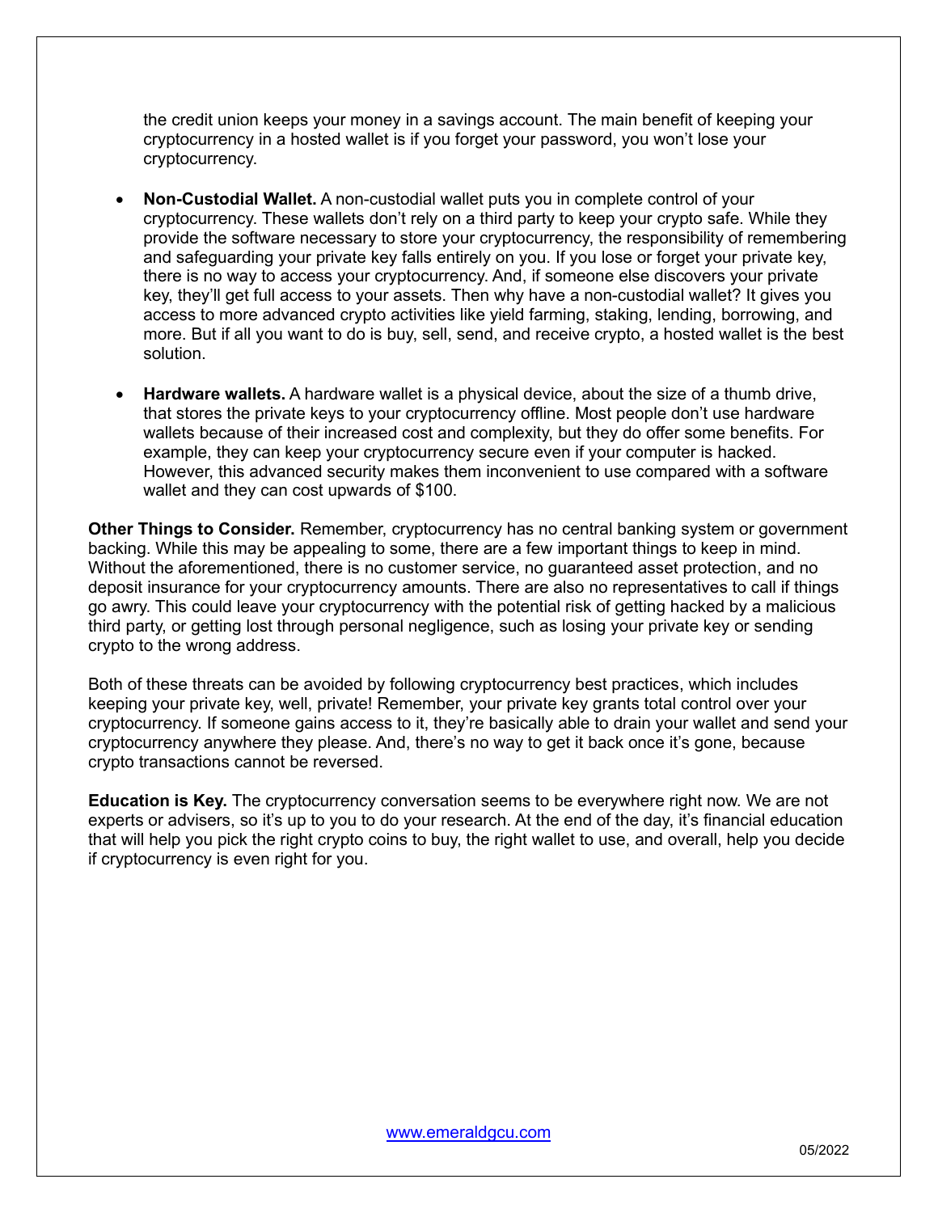the credit union keeps your money in a savings account. The main benefit of keeping your cryptocurrency in a hosted wallet is if you forget your password, you won't lose your cryptocurrency.

- **Non-Custodial Wallet.** A non-custodial wallet puts you in complete control of your cryptocurrency. These wallets don't rely on a third party to keep your crypto safe. While they provide the software necessary to store your cryptocurrency, the responsibility of remembering and safeguarding your private key falls entirely on you. If you lose or forget your private key, there is no way to access your cryptocurrency. And, if someone else discovers your private key, they'll get full access to your assets. Then why have a non-custodial wallet? It gives you access to more advanced crypto activities like yield farming, staking, lending, borrowing, and more. But if all you want to do is buy, sell, send, and receive crypto, a hosted wallet is the best solution.

- **Hardware wallets.** A hardware wallet is a physical device, about the size of a thumb drive, that stores the private keys to your cryptocurrency offline. Most people don't use hardware wallets because of their increased cost and complexity, but they do offer some benefits. For example, they can keep your cryptocurrency secure even if your computer is hacked. However, this advanced security makes them inconvenient to use compared with a software wallet and they can cost upwards of $100.

**Other Things to Consider.** Remember, cryptocurrency has no central banking system or government backing. While this may be appealing to some, there are a few important things to keep in mind. Without the aforementioned, there is no customer service, no guaranteed asset protection, and no deposit insurance for your cryptocurrency amounts. There are also no representatives to call if things go awry. This could leave your cryptocurrency with the potential risk of getting hacked by a malicious third party, or getting lost through personal negligence, such as losing your private key or sending crypto to the wrong address.

Both of these threats can be avoided by following cryptocurrency best practices, which includes keeping your private key, well, private! Remember, your private key grants total control over your cryptocurrency. If someone gains access to it, they're basically able to drain your wallet and send your cryptocurrency anywhere they please. And, there's no way to get it back once it's gone, because crypto transactions cannot be reversed.

**Education is Key.** The cryptocurrency conversation seems to be everywhere right now. We are not experts or advisers, so it's up to you to do your research. At the end of the day, it's financial education that will help you pick the right crypto coins to buy, the right wallet to use, and overall, help you decide if cryptocurrency is even right for you.

www.emeraldgcu.com

05/2022